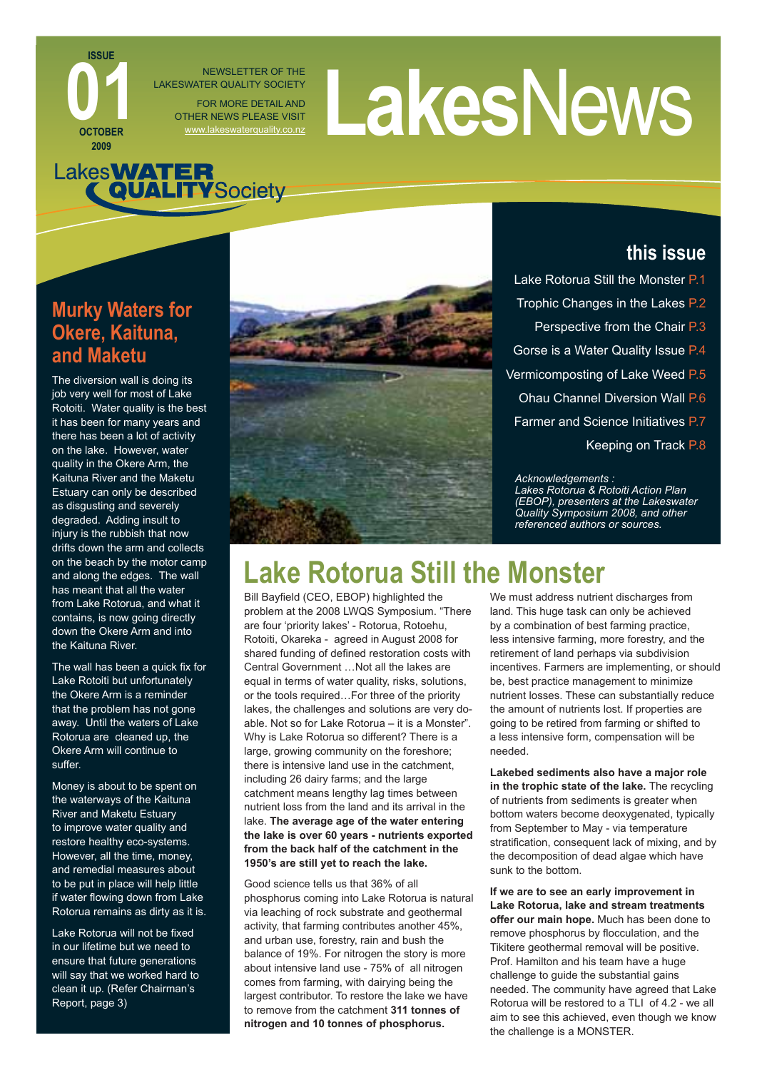ISSUE **01** OCTOBER 2009

NEWSLETTER OF THE LAKESWATER QUALITY SOCIETY

FOR MORE DETAIL AND OTHER NEWS PLEASE VISIT www.lakeswaterquality.co.nz

# LakesNews

Lakes WATER QUALITY Society

## this issue

- Lake Rotorua Still the Monster P.1
- Trophic Changes in the Lakes P.2
- Perspective from the Chair P.3
- Gorse is a Water Quality Issue P.4
- Vermicomposting of Lake Weed P.5
- Ohau Channel Diversion Wall P.6
- Farmer and Science Initiatives P.7
- Keeping on Track P.8

*Acknowledgements : Lakes Rotorua & Rotoiti Action Plan (EBOP), presenters at the Lakeswater Quality Symposium 2008, and other referenced authors or sources.*

## Murky Waters for Okere, Kaituna, and Maketu

The diversion wall is doing its job very well for most of Lake Rotoiti. Water quality is the best it has been for many years and there has been a lot of activity on the lake. However, water quality in the Okere Arm, the Kaituna River and the Maketu Estuary can only be described as disgusting and severely degraded. Adding insult to injury is the rubbish that now drifts down the arm and collects on the beach by the motor camp and along the edges. The wall has meant that all the water from Lake Rotorua, and what it contains, is now going directly down the Okere Arm and into the Kaituna River.

The wall has been a quick fix for Lake Rotoiti but unfortunately the Okere Arm is a reminder that the problem has not gone away. Until the waters of Lake Rotorua are cleaned up, the Okere Arm will continue to suffer.

Money is about to be spent on the waterways of the Kaituna River and Maketu Estuary to improve water quality and restore healthy eco-systems. However, all the time, money, and remedial measures about to be put in place will help little if water flowing down from Lake Rotorua remains as dirty as it is.

Lake Rotorua will not be fixed in our lifetime but we need to ensure that future generations will say that we worked hard to clean it up. (Refer Chairman's Report, page 3)

# Lake Rotorua Still the Monster

Bill Bayfield (CEO, EBOP) highlighted the problem at the 2008 LWQS Symposium. "There are four 'priority lakes' - Rotorua, Rotoehu, Rotoiti, Okareka - agreed in August 2008 for shared funding of defined restoration costs with Central Government …Not all the lakes are equal in terms of water quality, risks, solutions, or the tools required…For three of the priority lakes, the challenges and solutions are very do-able. Not so for Lake Rotorua – it is a Monster". Why is Lake Rotorua so different? There is a large, growing community on the foreshore; there is intensive land use in the catchment, including 26 dairy farms; and the large catchment means lengthy lag times between nutrient loss from the land and its arrival in the lake. **The average age of the water entering the lake is over 60 years - nutrients exported from the back half of the catchment in the 1950's are still yet to reach the lake.**

Good science tells us that 36% of all phosphorus coming into Lake Rotorua is natural via leaching of rock substrate and geothermal activity, that farming contributes another 45%, and urban use, forestry, rain and bush the balance of 19%. For nitrogen the story is more about intensive land use - 75% of all nitrogen comes from farming, with dairying being the largest contributor. To restore the lake we have to remove from the catchment **311 tonnes of nitrogen and 10 tonnes of phosphorus.**

We must address nutrient discharges from land. This huge task can only be achieved by a combination of best farming practice, less intensive farming, more forestry, and the retirement of land perhaps via subdivision incentives. Farmers are implementing, or should be, best practice management to minimize nutrient losses. These can substantially reduce the amount of nutrients lost. If properties are going to be retired from farming or shifted to a less intensive form, compensation will be needed.

**Lakebed sediments also have a major role in the trophic state of the lake.** The recycling of nutrients from sediments is greater when bottom waters become deoxygenated, typically from September to May - via temperature stratification, consequent lack of mixing, and by the decomposition of dead algae which have sunk to the bottom.

**If we are to see an early improvement in Lake Rotorua, lake and stream treatments offer our main hope.** Much has been done to remove phosphorus by flocculation, and the Tikitere geothermal removal will be positive. Prof. Hamilton and his team have a huge challenge to guide the substantial gains needed. The community have agreed that Lake Rotorua will be restored to a TLI of 4.2 - we all aim to see this achieved, even though we know the challenge is a MONSTER.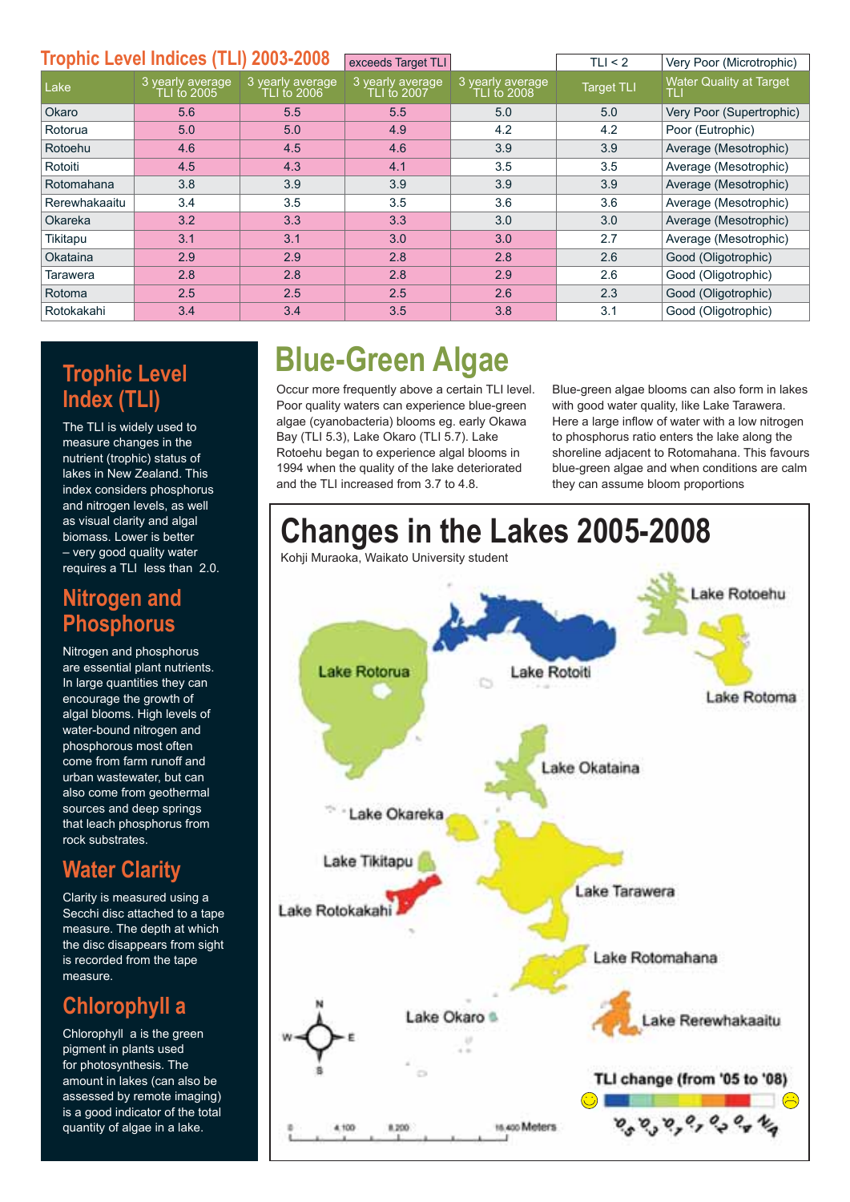## Trophic Level Indices (TLI) 2003-2008

| | exceeds Target TLI | | | | TLI < 2 | Very Poor (Microtrophic) |
|---|---|---|---|---|---|---|
| Lake | 3 yearly average TLI to 2005 | 3 yearly average TLI to 2006 | 3 yearly average TLI to 2007 | 3 yearly average TLI to 2008 | Target TLI | Water Quality at Target TLI |
| Okaro | 5.6 | 5.5 | 5.5 | 5.0 | 5.0 | Very Poor (Supertrophic) |
| Rotorua | 5.0 | 5.0 | 4.9 | 4.2 | 4.2 | Poor (Eutrophic) |
| Rotoehu | 4.6 | 4.5 | 4.6 | 3.9 | 3.9 | Average (Mesotrophic) |
| Rotoiti | 4.5 | 4.3 | 4.1 | 3.5 | 3.5 | Average (Mesotrophic) |
| Rotomahana | 3.8 | 3.9 | 3.9 | 3.9 | 3.9 | Average (Mesotrophic) |
| Rerewhakaaitu | 3.4 | 3.5 | 3.5 | 3.6 | 3.6 | Average (Mesotrophic) |
| Okareka | 3.2 | 3.3 | 3.3 | 3.0 | 3.0 | Average (Mesotrophic) |
| Tikitapu | 3.1 | 3.1 | 3.0 | 3.0 | 2.7 | Average (Mesotrophic) |
| Okataina | 2.9 | 2.9 | 2.8 | 2.8 | 2.6 | Good (Oligotrophic) |
| Tarawera | 2.8 | 2.8 | 2.8 | 2.9 | 2.6 | Good (Oligotrophic) |
| Rotoma | 2.5 | 2.5 | 2.5 | 2.6 | 2.3 | Good (Oligotrophic) |
| Rotokakahi | 3.4 | 3.4 | 3.5 | 3.8 | 3.1 | Good (Oligotrophic) |

## Trophic Level Index (TLI)

The TLI is widely used to measure changes in the nutrient (trophic) status of lakes in New Zealand. This index considers phosphorus and nitrogen levels, as well as visual clarity and algal biomass. Lower is better – very good quality water requires a TLI less than 2.0.

## Nitrogen and Phosphorus

Nitrogen and phosphorus are essential plant nutrients. In large quantities they can encourage the growth of algal blooms. High levels of water-bound nitrogen and phosphorous most often come from farm runoff and urban wastewater, but can also come from geothermal sources and deep springs that leach phosphorus from rock substrates.

## Water Clarity

Clarity is measured using a Secchi disc attached to a tape measure. The depth at which the disc disappears from sight is recorded from the tape measure.

## Chlorophyll a

Chlorophyll a is the green pigment in plants used for photosynthesis. The amount in lakes (can also be assessed by remote imaging) is a good indicator of the total quantity of algae in a lake.

# Blue-Green Algae

Occur more frequently above a certain TLI level. Poor quality waters can experience blue-green algae (cyanobacteria) blooms eg. early Okawa Bay (TLI 5.3), Lake Okaro (TLI 5.7). Lake Rotoehu began to experience algal blooms in 1994 when the quality of the lake deteriorated and the TLI increased from 3.7 to 4.8.

Blue-green algae blooms can also form in lakes with good water quality, like Lake Tarawera. Here a large inflow of water with a low nitrogen to phosphorus ratio enters the lake along the shoreline adjacent to Rotomahana. This favours blue-green algae and when conditions are calm they can assume bloom proportions

# Changes in the Lakes 2005-2008

Kohji Muraoka, Waikato University student

Lake Rotoehu, Lake Rotorua, Lake Rotoiti, Lake Rotoma, Lake Okataina, Lake Okareka, Lake Tikitapu, Lake Tarawera, Lake Rotokakahi, Lake Rotomahana, Lake Okaro, Lake Rerewhakaaitu

TLI change (from '05 to '08)

-0.5, -0.3, -0.1, 0.1, 0.2, 0.4, N/A

0, 4,100, 8,200, 16,400 Meters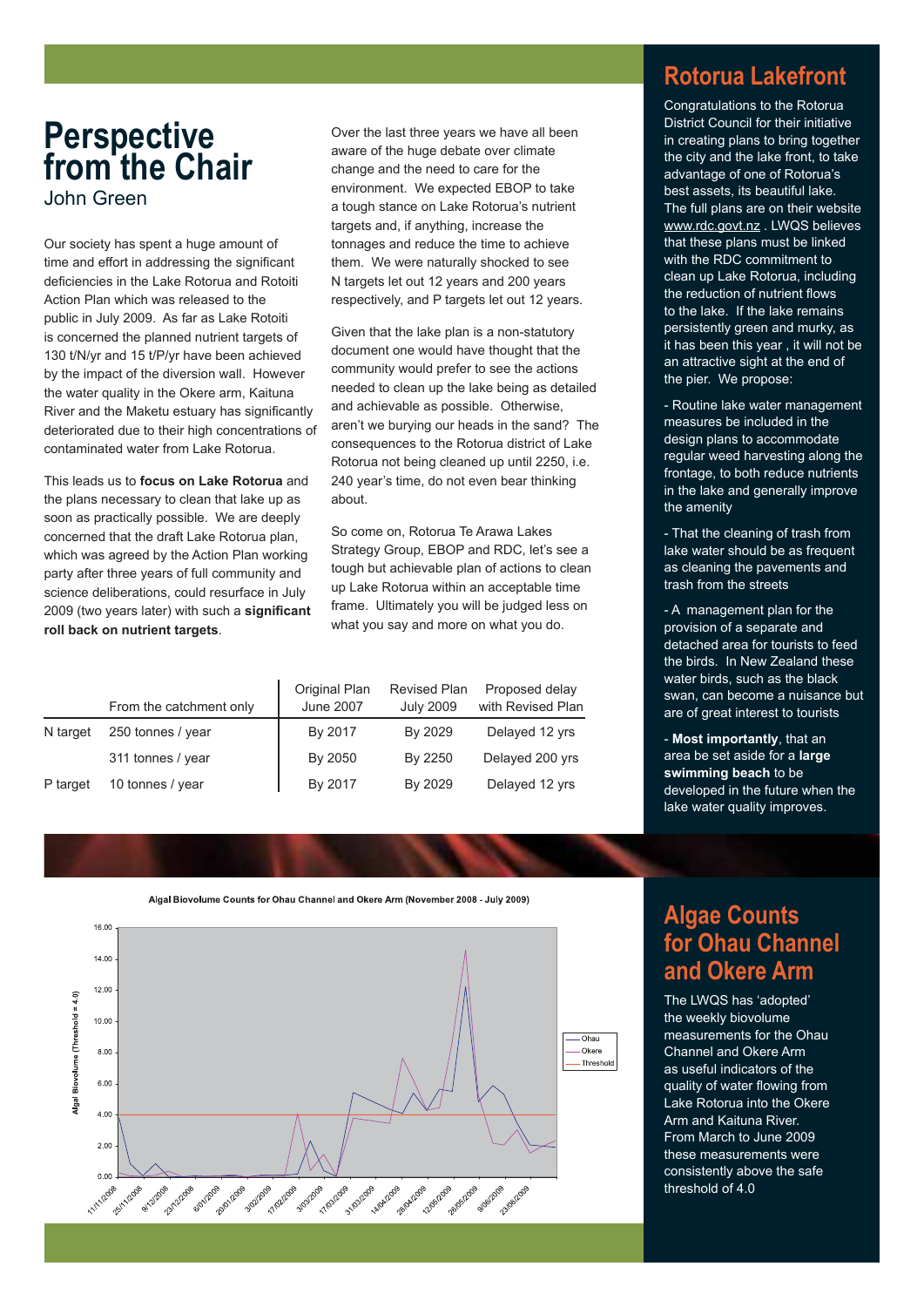# Perspective from the Chair

John Green

Our society has spent a huge amount of time and effort in addressing the significant deficiencies in the Lake Rotorua and Rotoiti Action Plan which was released to the public in July 2009. As far as Lake Rotoiti is concerned the planned nutrient targets of 130 t/N/yr and 15 t/P/yr have been achieved by the impact of the diversion wall. However the water quality in the Okere arm, Kaituna River and the Maketu estuary has significantly deteriorated due to their high concentrations of contaminated water from Lake Rotorua.

This leads us to **focus on Lake Rotorua** and the plans necessary to clean that lake up as soon as practically possible. We are deeply concerned that the draft Lake Rotorua plan, which was agreed by the Action Plan working party after three years of full community and science deliberations, could resurface in July 2009 (two years later) with such a **significant roll back on nutrient targets**.

Over the last three years we have all been aware of the huge debate over climate change and the need to care for the environment. We expected EBOP to take a tough stance on Lake Rotorua's nutrient targets and, if anything, increase the tonnages and reduce the time to achieve them. We were naturally shocked to see N targets let out 12 years and 200 years respectively, and P targets let out 12 years.

Given that the lake plan is a non-statutory document one would have thought that the community would prefer to see the actions needed to clean up the lake being as detailed and achievable as possible. Otherwise, aren't we burying our heads in the sand? The consequences to the Rotorua district of Lake Rotorua not being cleaned up until 2250, i.e. 240 year's time, do not even bear thinking about.

So come on, Rotorua Te Arawa Lakes Strategy Group, EBOP and RDC, let's see a tough but achievable plan of actions to clean up Lake Rotorua within an acceptable time frame. Ultimately you will be judged less on what you say and more on what you do.

| | From the catchment only | Original Plan June 2007 | Revised Plan July 2009 | Proposed delay with Revised Plan |
|---|---|---|---|---|
| N target | 250 tonnes / year | By 2017 | By 2029 | Delayed 12 yrs |
| | 311 tonnes / year | By 2050 | By 2250 | Delayed 200 yrs |
| P target | 10 tonnes / year | By 2017 | By 2029 | Delayed 12 yrs |

## Rotorua Lakefront

Congratulations to the Rotorua District Council for their initiative in creating plans to bring together the city and the lake front, to take advantage of one of Rotorua's best assets, its beautiful lake. The full plans are on their website www.rdc.govt.nz . LWQS believes that these plans must be linked with the RDC commitment to clean up Lake Rotorua, including the reduction of nutrient flows to the lake. If the lake remains persistently green and murky, as it has been this year , it will not be an attractive sight at the end of the pier. We propose:

- Routine lake water management measures be included in the design plans to accommodate regular weed harvesting along the frontage, to both reduce nutrients in the lake and generally improve the amenity

- That the cleaning of trash from lake water should be as frequent as cleaning the pavements and trash from the streets

- A management plan for the provision of a separate and detached area for tourists to feed the birds. In New Zealand these water birds, such as the black swan, can become a nuisance but are of great interest to tourists

- **Most importantly**, that an area be set aside for a **large swimming beach** to be developed in the future when the lake water quality improves.

Algal Biovolume Counts for Ohau Channel and Okere Arm (November 2008 - July 2009)

## Algae Counts for Ohau Channel and Okere Arm

The LWQS has 'adopted' the weekly biovolume measurements for the Ohau Channel and Okere Arm as useful indicators of the quality of water flowing from Lake Rotorua into the Okere Arm and Kaituna River. From March to June 2009 these measurements were consistently above the safe threshold of 4.0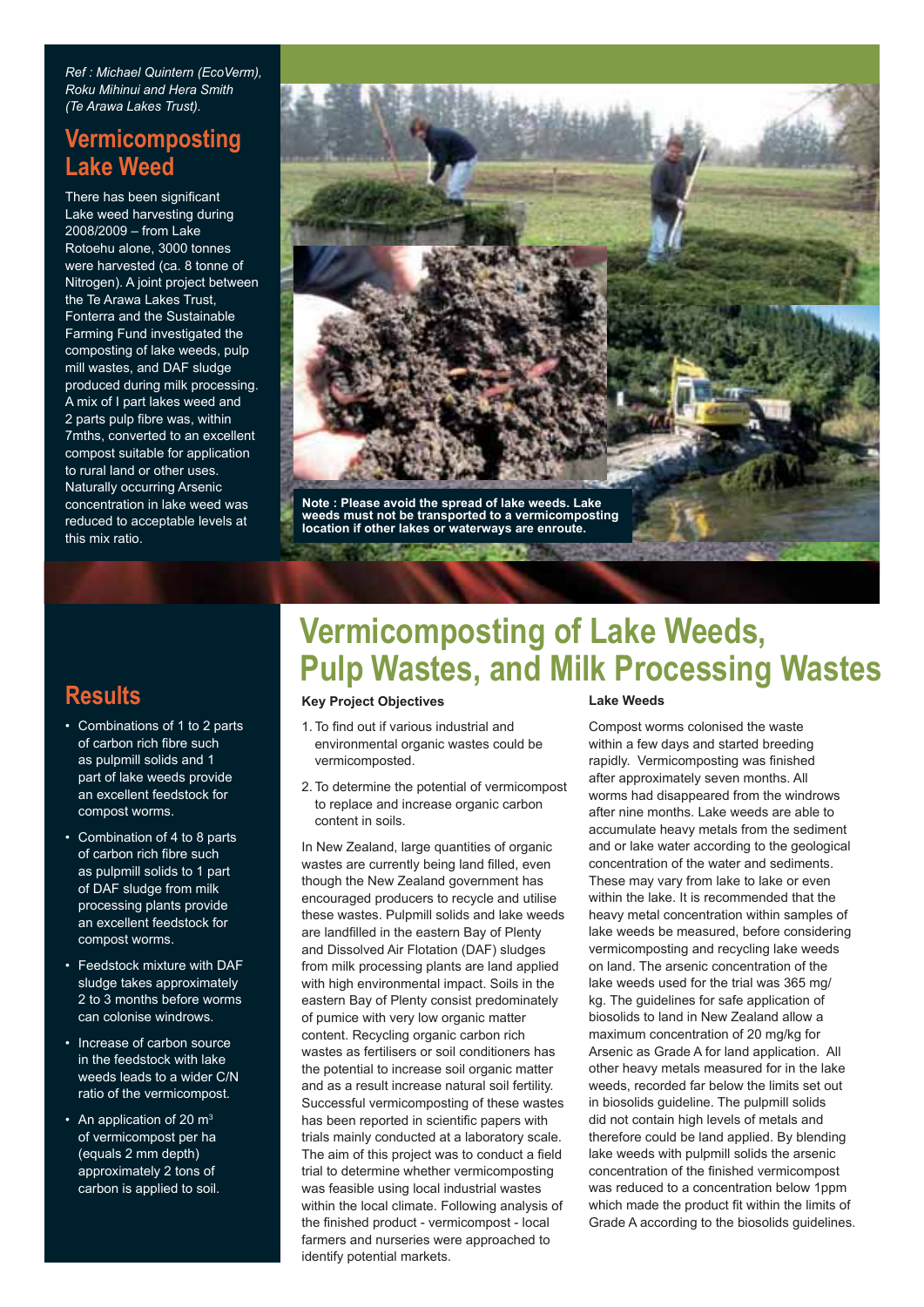*Ref : Michael Quintern (EcoVerm), Roku Mihinui and Hera Smith (Te Arawa Lakes Trust).*

## Vermicomposting Lake Weed

There has been significant Lake weed harvesting during 2008/2009 – from Lake Rotoehu alone, 3000 tonnes were harvested (ca. 8 tonne of Nitrogen). A joint project between the Te Arawa Lakes Trust, Fonterra and the Sustainable Farming Fund investigated the composting of lake weeds, pulp mill wastes, and DAF sludge produced during milk processing. A mix of I part lakes weed and 2 parts pulp fibre was, within 7mths, converted to an excellent compost suitable for application to rural land or other uses. Naturally occurring Arsenic concentration in lake weed was reduced to acceptable levels at this mix ratio.

**Note : Please avoid the spread of lake weeds. Lake weeds must not be transported to a vermicomposting location if other lakes or waterways are enroute.**

# Vermicomposting of Lake Weeds, Pulp Wastes, and Milk Processing Wastes

## Results

- Combinations of 1 to 2 parts of carbon rich fibre such as pulpmill solids and 1 part of lake weeds provide an excellent feedstock for compost worms.
- Combination of 4 to 8 parts of carbon rich fibre such as pulpmill solids to 1 part of DAF sludge from milk processing plants provide an excellent feedstock for compost worms.
- Feedstock mixture with DAF sludge takes approximately 2 to 3 months before worms can colonise windrows.
- Increase of carbon source in the feedstock with lake weeds leads to a wider C/N ratio of the vermicompost.
- An application of 20 m$^3$ of vermicompost per ha (equals 2 mm depth) approximately 2 tons of carbon is applied to soil.

**Key Project Objectives**

1. To find out if various industrial and environmental organic wastes could be vermicomposted.
2. To determine the potential of vermicompost to replace and increase organic carbon content in soils.

In New Zealand, large quantities of organic wastes are currently being land filled, even though the New Zealand government has encouraged producers to recycle and utilise these wastes. Pulpmill solids and lake weeds are landfilled in the eastern Bay of Plenty and Dissolved Air Flotation (DAF) sludges from milk processing plants are land applied with high environmental impact. Soils in the eastern Bay of Plenty consist predominately of pumice with very low organic matter content. Recycling organic carbon rich wastes as fertilisers or soil conditioners has the potential to increase soil organic matter and as a result increase natural soil fertility. Successful vermicomposting of these wastes has been reported in scientific papers with trials mainly conducted at a laboratory scale. The aim of this project was to conduct a field trial to determine whether vermicomposting was feasible using local industrial wastes within the local climate. Following analysis of the finished product - vermicompost - local farmers and nurseries were approached to identify potential markets.

**Lake Weeds**

Compost worms colonised the waste within a few days and started breeding rapidly. Vermicomposting was finished after approximately seven months. All worms had disappeared from the windrows after nine months. Lake weeds are able to accumulate heavy metals from the sediment and or lake water according to the geological concentration of the water and sediments. These may vary from lake to lake or even within the lake. It is recommended that the heavy metal concentration within samples of lake weeds be measured, before considering vermicomposting and recycling lake weeds on land. The arsenic concentration of the lake weeds used for the trial was 365 mg/kg. The guidelines for safe application of biosolids to land in New Zealand allow a maximum concentration of 20 mg/kg for Arsenic as Grade A for land application. All other heavy metals measured for in the lake weeds, recorded far below the limits set out in biosolids guideline. The pulpmill solids did not contain high levels of metals and therefore could be land applied. By blending lake weeds with pulpmill solids the arsenic concentration of the finished vermicompost was reduced to a concentration below 1ppm which made the product fit within the limits of Grade A according to the biosolids guidelines.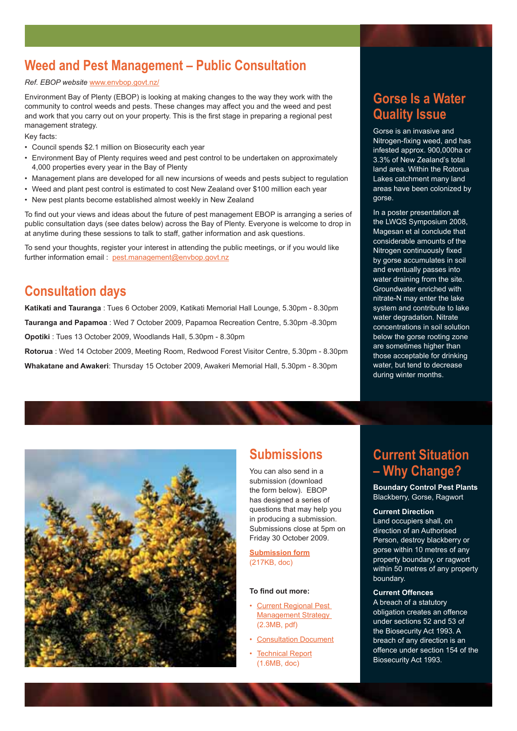## Weed and Pest Management – Public Consultation

*Ref. EBOP website* www.envbop.govt.nz/

Environment Bay of Plenty (EBOP) is looking at making changes to the way they work with the community to control weeds and pests. These changes may affect you and the weed and pest and work that you carry out on your property. This is the first stage in preparing a regional pest management strategy.

Key facts:

- Council spends $2.1 million on Biosecurity each year
- Environment Bay of Plenty requires weed and pest control to be undertaken on approximately 4,000 properties every year in the Bay of Plenty
- Management plans are developed for all new incursions of weeds and pests subject to regulation
- Weed and plant pest control is estimated to cost New Zealand over $100 million each year
- New pest plants become established almost weekly in New Zealand

To find out your views and ideas about the future of pest management EBOP is arranging a series of public consultation days (see dates below) across the Bay of Plenty. Everyone is welcome to drop in at anytime during these sessions to talk to staff, gather information and ask questions.

To send your thoughts, register your interest in attending the public meetings, or if you would like further information email : pest.management@envbop.govt.nz

## Consultation days

**Katikati and Tauranga** : Tues 6 October 2009, Katikati Memorial Hall Lounge, 5.30pm - 8.30pm

**Tauranga and Papamoa** : Wed 7 October 2009, Papamoa Recreation Centre, 5.30pm -8.30pm

**Opotiki** : Tues 13 October 2009, Woodlands Hall, 5.30pm - 8.30pm

**Rotorua** : Wed 14 October 2009, Meeting Room, Redwood Forest Visitor Centre, 5.30pm - 8.30pm

**Whakatane and Awakeri**: Thursday 15 October 2009, Awakeri Memorial Hall, 5.30pm - 8.30pm

## Gorse Is a Water Quality Issue

Gorse is an invasive and Nitrogen-fixing weed, and has infested approx. 900,000ha or 3.3% of New Zealand's total land area. Within the Rotorua Lakes catchment many land areas have been colonized by gorse.

In a poster presentation at the LWQS Symposium 2008, Magesan et al conclude that considerable amounts of the Nitrogen continuously fixed by gorse accumulates in soil and eventually passes into water draining from the site. Groundwater enriched with nitrate-N may enter the lake system and contribute to lake water degradation. Nitrate concentrations in soil solution below the gorse rooting zone are sometimes higher than those acceptable for drinking water, but tend to decrease during winter months.

## Submissions

You can also send in a submission (download the form below). EBOP has designed a series of questions that may help you in producing a submission. Submissions close at 5pm on Friday 30 October 2009.

**Submission form** (217KB, doc)

**To find out more:**

- Current Regional Pest Management Strategy (2.3MB, pdf)
- Consultation Document
- Technical Report (1.6MB, doc)

## Current Situation – Why Change?

**Boundary Control Pest Plants**
Blackberry, Gorse, Ragwort

**Current Direction**
Land occupiers shall, on direction of an Authorised Person, destroy blackberry or gorse within 10 metres of any property boundary, or ragwort within 50 metres of any property boundary.

**Current Offences**
A breach of a statutory obligation creates an offence under sections 52 and 53 of the Biosecurity Act 1993. A breach of any direction is an offence under section 154 of the Biosecurity Act 1993.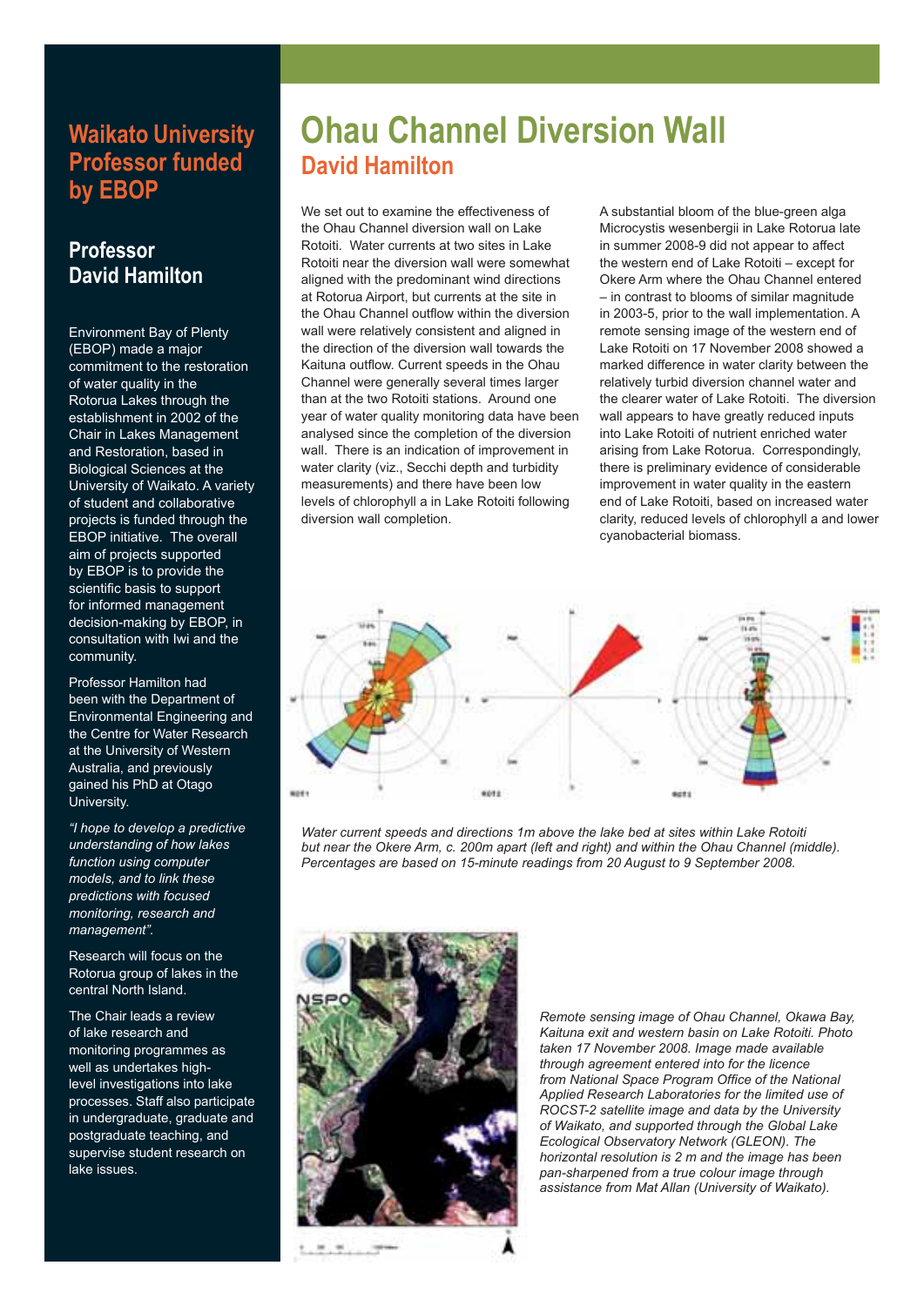# Waikato University Professor funded by EBOP

## Professor David Hamilton

Environment Bay of Plenty (EBOP) made a major commitment to the restoration of water quality in the Rotorua Lakes through the establishment in 2002 of the Chair in Lakes Management and Restoration, based in Biological Sciences at the University of Waikato. A variety of student and collaborative projects is funded through the EBOP initiative. The overall aim of projects supported by EBOP is to provide the scientific basis to support for informed management decision-making by EBOP, in consultation with Iwi and the community.

Professor Hamilton had been with the Department of Environmental Engineering and the Centre for Water Research at the University of Western Australia, and previously gained his PhD at Otago University.

*"I hope to develop a predictive understanding of how lakes function using computer models, and to link these predictions with focused monitoring, research and management".*

Research will focus on the Rotorua group of lakes in the central North Island.

The Chair leads a review of lake research and monitoring programmes as well as undertakes high-level investigations into lake processes. Staff also participate in undergraduate, graduate and postgraduate teaching, and supervise student research on lake issues.

# Ohau Channel Diversion Wall

## David Hamilton

We set out to examine the effectiveness of the Ohau Channel diversion wall on Lake Rotoiti. Water currents at two sites in Lake Rotoiti near the diversion wall were somewhat aligned with the predominant wind directions at Rotorua Airport, but currents at the site in the Ohau Channel outflow within the diversion wall were relatively consistent and aligned in the direction of the diversion wall towards the Kaituna outflow. Current speeds in the Ohau Channel were generally several times larger than at the two Rotoiti stations. Around one year of water quality monitoring data have been analysed since the completion of the diversion wall. There is an indication of improvement in water clarity (viz., Secchi depth and turbidity measurements) and there have been low levels of chlorophyll a in Lake Rotoiti following diversion wall completion.

A substantial bloom of the blue-green alga Microcystis wesenbergii in Lake Rotorua late in summer 2008-9 did not appear to affect the western end of Lake Rotoiti – except for Okere Arm where the Ohau Channel entered – in contrast to blooms of similar magnitude in 2003-5, prior to the wall implementation. A remote sensing image of the western end of Lake Rotoiti on 17 November 2008 showed a marked difference in water clarity between the relatively turbid diversion channel water and the clearer water of Lake Rotoiti. The diversion wall appears to have greatly reduced inputs into Lake Rotoiti of nutrient enriched water arising from Lake Rotorua. Correspondingly, there is preliminary evidence of considerable improvement in water quality in the eastern end of Lake Rotoiti, based on increased water clarity, reduced levels of chlorophyll a and lower cyanobacterial biomass.

*Water current speeds and directions 1m above the lake bed at sites within Lake Rotoiti but near the Okere Arm, c. 200m apart (left and right) and within the Ohau Channel (middle). Percentages are based on 15-minute readings from 20 August to 9 September 2008.*

*Remote sensing image of Ohau Channel, Okawa Bay, Kaituna exit and western basin on Lake Rotoiti. Photo taken 17 November 2008. Image made available through agreement entered into for the licence from National Space Program Office of the National Applied Research Laboratories for the limited use of ROCST-2 satellite image and data by the University of Waikato, and supported through the Global Lake Ecological Observatory Network (GLEON). The horizontal resolution is 2 m and the image has been pan-sharpened from a true colour image through assistance from Mat Allan (University of Waikato).*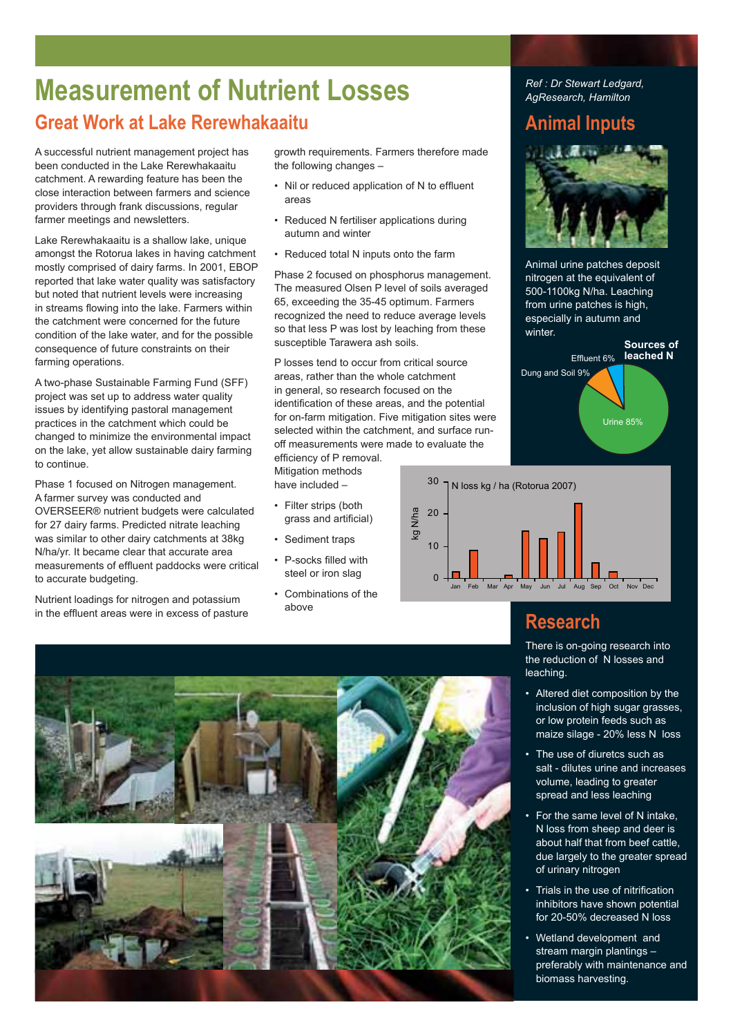# Measurement of Nutrient Losses

## Great Work at Lake Rerewhakaaitu

A successful nutrient management project has been conducted in the Lake Rerewhakaaitu catchment. A rewarding feature has been the close interaction between farmers and science providers through frank discussions, regular farmer meetings and newsletters.

Lake Rerewhakaaitu is a shallow lake, unique amongst the Rotorua lakes in having catchment mostly comprised of dairy farms. In 2001, EBOP reported that lake water quality was satisfactory but noted that nutrient levels were increasing in streams flowing into the lake. Farmers within the catchment were concerned for the future condition of the lake water, and for the possible consequence of future constraints on their farming operations.

A two-phase Sustainable Farming Fund (SFF) project was set up to address water quality issues by identifying pastoral management practices in the catchment which could be changed to minimize the environmental impact on the lake, yet allow sustainable dairy farming to continue.

Phase 1 focused on Nitrogen management. A farmer survey was conducted and OVERSEER® nutrient budgets were calculated for 27 dairy farms. Predicted nitrate leaching was similar to other dairy catchments at 38kg N/ha/yr. It became clear that accurate area measurements of effluent paddocks were critical to accurate budgeting.

Nutrient loadings for nitrogen and potassium in the effluent areas were in excess of pasture growth requirements. Farmers therefore made the following changes –

- Nil or reduced application of N to effluent areas
- Reduced N fertiliser applications during autumn and winter
- Reduced total N inputs onto the farm

Phase 2 focused on phosphorus management. The measured Olsen P level of soils averaged 65, exceeding the 35-45 optimum. Farmers recognized the need to reduce average levels so that less P was lost by leaching from these susceptible Tarawera ash soils.

P losses tend to occur from critical source areas, rather than the whole catchment in general, so research focused on the identification of these areas, and the potential for on-farm mitigation. Five mitigation sites were selected within the catchment, and surface run-off measurements were made to evaluate the efficiency of P removal. Mitigation methods have included –

- Filter strips (both grass and artificial)
- Sediment traps
- P-socks filled with steel or iron slag
- Combinations of the above

*Ref : Dr Stewart Ledgard, AgResearch, Hamilton*

## Animal Inputs

Animal urine patches deposit nitrogen at the equivalent of 500-1100kg N/ha. Leaching from urine patches is high, especially in autumn and winter.

**Sources of leached N**

Urine 85%, Dung and Soil 9%, Effluent 6%

N loss kg / ha (Rotorua 2007)

| Month | Jan | Feb | Mar | Apr | May | Jun | Jul | Aug | Sep | Oct | Nov | Dec |
|---|---|---|---|---|---|---|---|---|---|---|---|---|
| kg N/ha (approx.) | 2 | 9 | 0 | 1 | 15 | 12.5 | 14.5 | 23.5 | 5 | 2 | 0 | 0 |

## Research

There is on-going research into the reduction of N losses and leaching.

- Altered diet composition by the inclusion of high sugar grasses, or low protein feeds such as maize silage - 20% less N loss
- The use of diuretcs such as salt - dilutes urine and increases volume, leading to greater spread and less leaching
- For the same level of N intake, N loss from sheep and deer is about half that from beef cattle, due largely to the greater spread of urinary nitrogen
- Trials in the use of nitrification inhibitors have shown potential for 20-50% decreased N loss
- Wetland development and stream margin plantings – preferably with maintenance and biomass harvesting.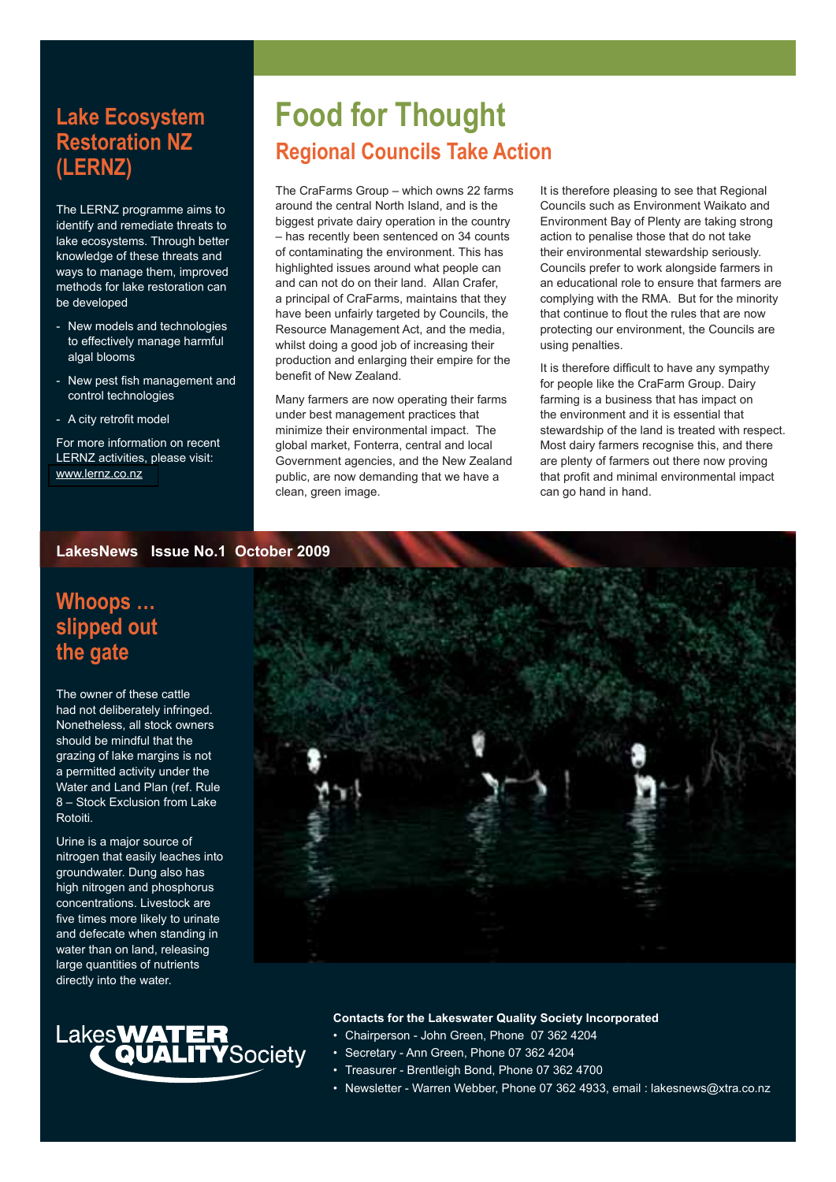## Lake Ecosystem Restoration NZ (LERNZ)

The LERNZ programme aims to identify and remediate threats to lake ecosystems. Through better knowledge of these threats and ways to manage them, improved methods for lake restoration can be developed

- New models and technologies to effectively manage harmful algal blooms
- New pest fish management and control technologies
- A city retrofit model

For more information on recent LERNZ activities, please visit: www.lernz.co.nz

# Food for Thought

## Regional Councils Take Action

The CraFarms Group – which owns 22 farms around the central North Island, and is the biggest private dairy operation in the country – has recently been sentenced on 34 counts of contaminating the environment. This has highlighted issues around what people can and can not do on their land. Allan Crafer, a principal of CraFarms, maintains that they have been unfairly targeted by Councils, the Resource Management Act, and the media, whilst doing a good job of increasing their production and enlarging their empire for the benefit of New Zealand.

Many farmers are now operating their farms under best management practices that minimize their environmental impact. The global market, Fonterra, central and local Government agencies, and the New Zealand public, are now demanding that we have a clean, green image.

It is therefore pleasing to see that Regional Councils such as Environment Waikato and Environment Bay of Plenty are taking strong action to penalise those that do not take their environmental stewardship seriously. Councils prefer to work alongside farmers in an educational role to ensure that farmers are complying with the RMA. But for the minority that continue to flout the rules that are now protecting our environment, the Councils are using penalties.

It is therefore difficult to have any sympathy for people like the CraFarm Group. Dairy farming is a business that has impact on the environment and it is essential that stewardship of the land is treated with respect. Most dairy farmers recognise this, and there are plenty of farmers out there now proving that profit and minimal environmental impact can go hand in hand.

**LakesNews Issue No.1 October 2009**

## Whoops … slipped out the gate

The owner of these cattle had not deliberately infringed. Nonetheless, all stock owners should be mindful that the grazing of lake margins is not a permitted activity under the Water and Land Plan (ref. Rule 8 – Stock Exclusion from Lake Rotoiti.

Urine is a major source of nitrogen that easily leaches into groundwater. Dung also has high nitrogen and phosphorus concentrations. Livestock are five times more likely to urinate and defecate when standing in water than on land, releasing large quantities of nutrients directly into the water.

Lakes WATER QUALITY Society

**Contacts for the Lakeswater Quality Society Incorporated**

- Chairperson - John Green, Phone 07 362 4204
- Secretary - Ann Green, Phone 07 362 4204
- Treasurer - Brentleigh Bond, Phone 07 362 4700
- Newsletter - Warren Webber, Phone 07 362 4933, email : lakesnews@xtra.co.nz